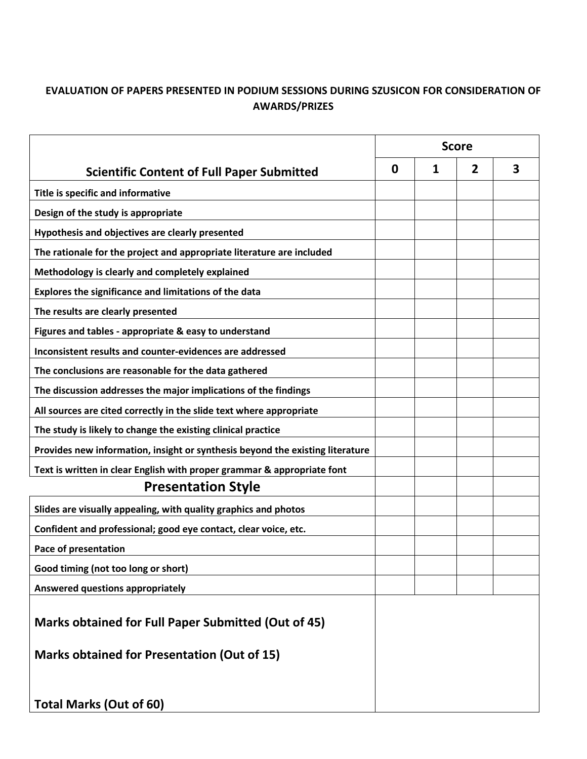**EVALUATION OF PAPERS PRESENTED IN PODIUM SESSIONS DURING SZUSICON FOR CONSIDERATION OF AWARDS/PRIZES**

| | Score | | | |
|---|---|---|---|---|
| **Scientific Content of Full Paper Submitted** | **0** | **1** | **2** | **3** |
| **Title is specific and informative** | | | | |
| **Design of the study is appropriate** | | | | |
| **Hypothesis and objectives are clearly presented** | | | | |
| **The rationale for the project and appropriate literature are included** | | | | |
| **Methodology is clearly and completely explained** | | | | |
| **Explores the significance and limitations of the data** | | | | |
| **The results are clearly presented** | | | | |
| **Figures and tables - appropriate & easy to understand** | | | | |
| **Inconsistent results and counter-evidences are addressed** | | | | |
| **The conclusions are reasonable for the data gathered** | | | | |
| **The discussion addresses the major implications of the findings** | | | | |
| **All sources are cited correctly in the slide text where appropriate** | | | | |
| **The study is likely to change the existing clinical practice** | | | | |
| **Provides new information, insight or synthesis beyond the existing literature** | | | | |
| **Text is written in clear English with proper grammar & appropriate font** | | | | |
| **Presentation Style** | | | | |
| **Slides are visually appealing, with quality graphics and photos** | | | | |
| **Confident and professional; good eye contact, clear voice, etc.** | | | | |
| **Pace of presentation** | | | | |
| **Good timing (not too long or short)** | | | | |
| **Answered questions appropriately** | | | | |
| **Marks obtained for Full Paper Submitted (Out of 45)** | | | | |
| **Marks obtained for Presentation (Out of 15)** | | | | |
| **Total Marks (Out of 60)** | | | | |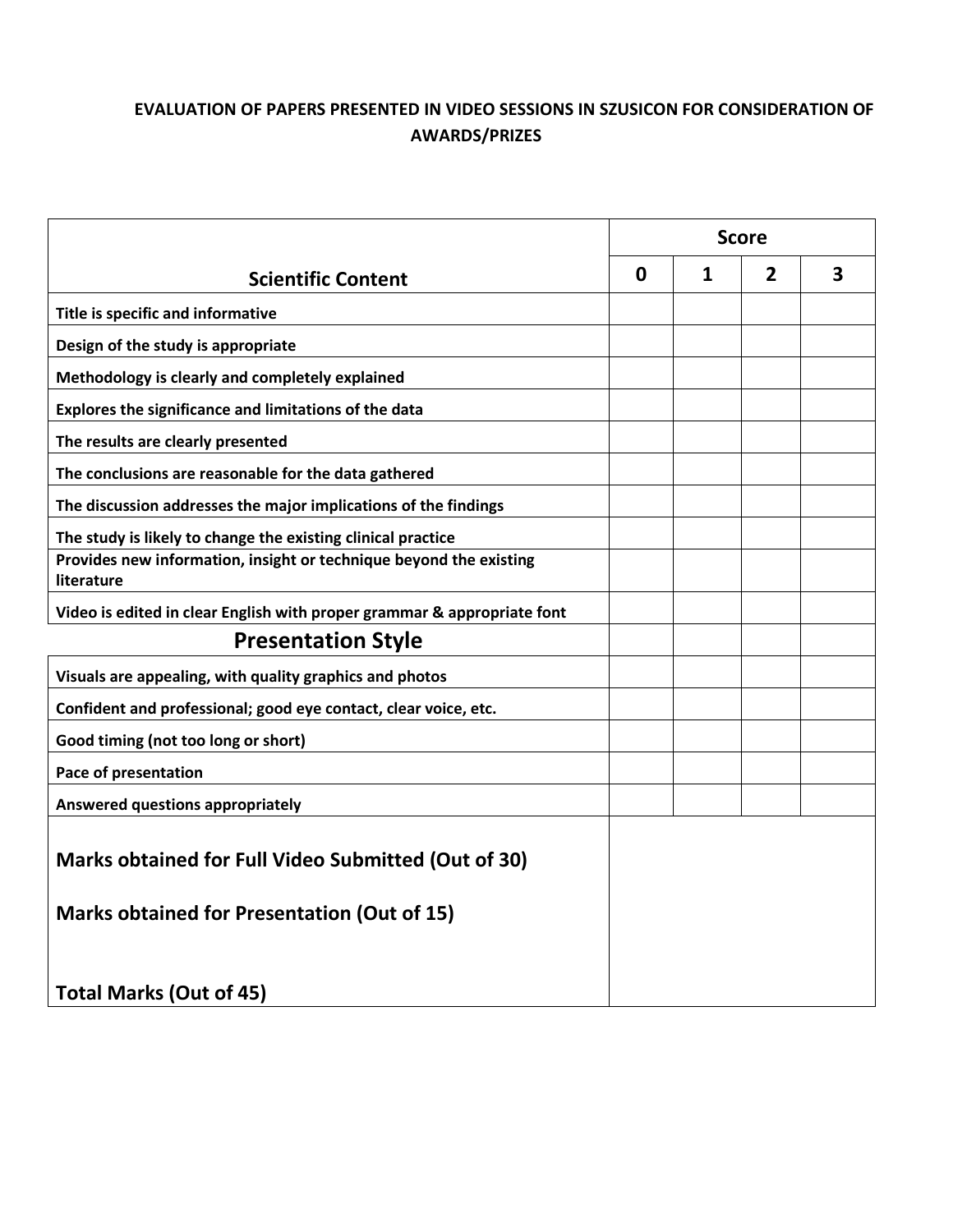### EVALUATION OF PAPERS PRESENTED IN VIDEO SESSIONS IN SZUSICON FOR CONSIDERATION OF AWARDS/PRIZES

| Scientific Content | Score | | | |
|---|---|---|---|---|
| | **0** | **1** | **2** | **3** |
| **Title is specific and informative** | | | | |
| **Design of the study is appropriate** | | | | |
| **Methodology is clearly and completely explained** | | | | |
| **Explores the significance and limitations of the data** | | | | |
| **The results are clearly presented** | | | | |
| **The conclusions are reasonable for the data gathered** | | | | |
| **The discussion addresses the major implications of the findings** | | | | |
| **The study is likely to change the existing clinical practice** | | | | |
| **Provides new information, insight or technique beyond the existing literature** | | | | |
| **Video is edited in clear English with proper grammar & appropriate font** | | | | |
| **Presentation Style** | | | | |
| **Visuals are appealing, with quality graphics and photos** | | | | |
| **Confident and professional; good eye contact, clear voice, etc.** | | | | |
| **Good timing (not too long or short)** | | | | |
| **Pace of presentation** | | | | |
| **Answered questions appropriately** | | | | |
| **Marks obtained for Full Video Submitted (Out of 30)** | | | | |
| **Marks obtained for Presentation (Out of 15)** | | | | |
| **Total Marks (Out of 45)** | | | | |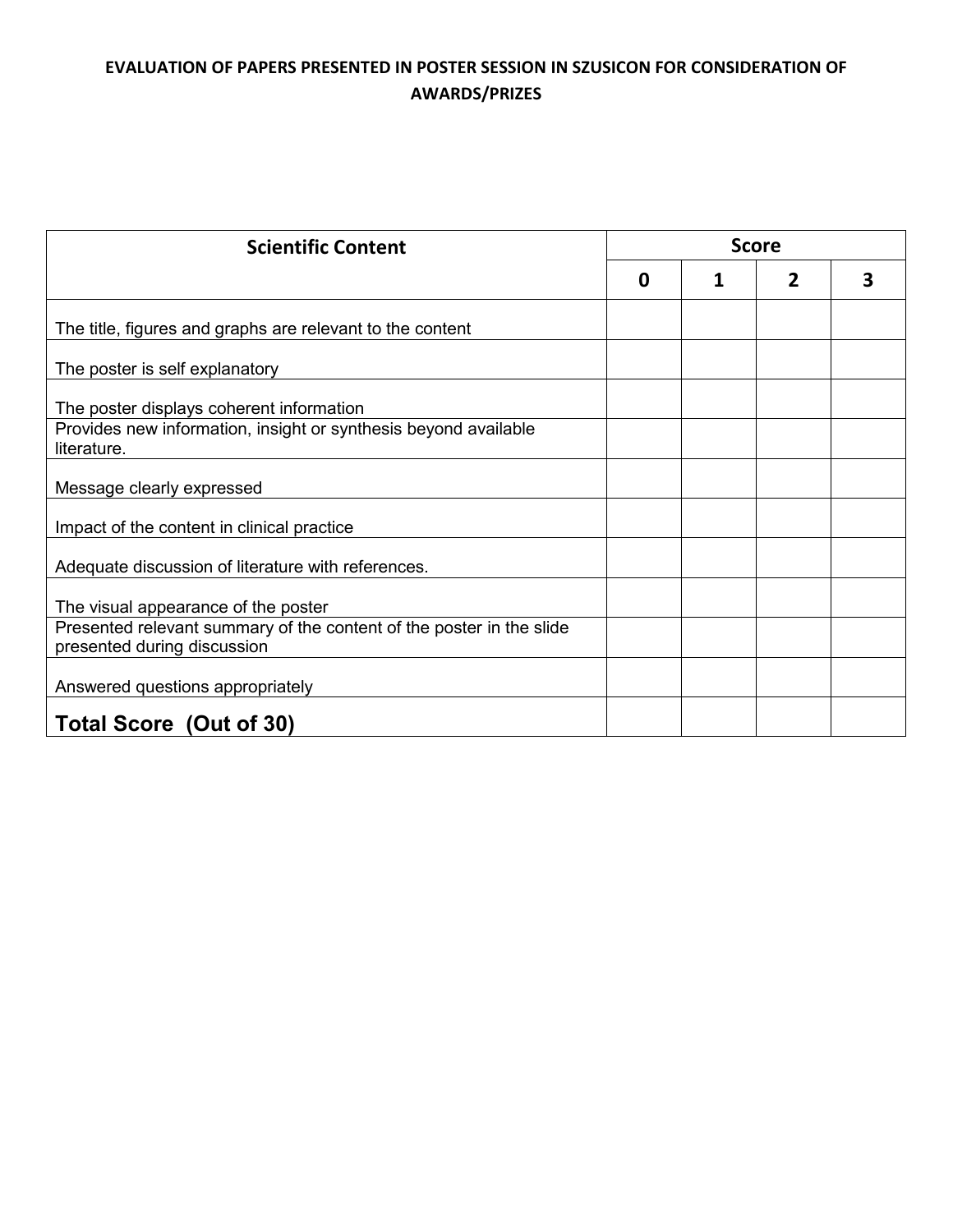**EVALUATION OF PAPERS PRESENTED IN POSTER SESSION IN SZUSICON FOR CONSIDERATION OF AWARDS/PRIZES**

| **Scientific Content** | **Score** | | | |
|---|---|---|---|---|
| | **0** | **1** | **2** | **3** |
| The title, figures and graphs are relevant to the content | | | | |
| The poster is self explanatory | | | | |
| The poster displays coherent information | | | | |
| Provides new information, insight or synthesis beyond available literature. | | | | |
| Message clearly expressed | | | | |
| Impact of the content in clinical practice | | | | |
| Adequate discussion of literature with references. | | | | |
| The visual appearance of the poster | | | | |
| Presented relevant summary of the content of the poster in the slide presented during discussion | | | | |
| Answered questions appropriately | | | | |
| **Total Score (Out of 30)** | | | | |